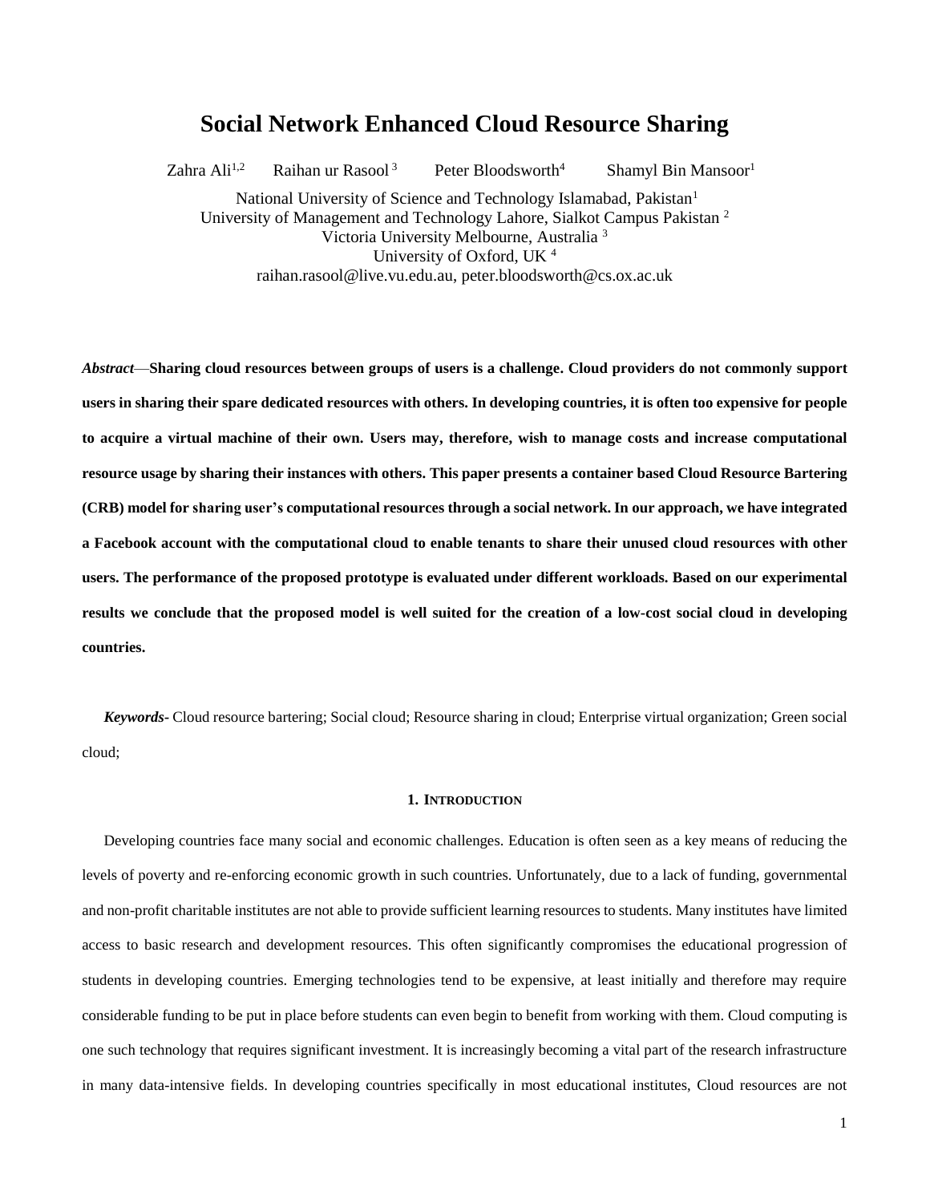# Social Network Enhanced Cloud Resource Sharing

Zahra Ali[1,2] Raihan ur Rasool [3] Peter Bloodsworth[4] Shamyl Bin Mansoor[1]

National University of Science and Technology Islamabad, Pakistan[1]
University of Management and Technology Lahore, Sialkot Campus Pakistan [2]
Victoria University Melbourne, Australia [3]
University of Oxford, UK [4]
raihan.rasool@live.vu.edu.au, peter.bloodsworth@cs.ox.ac.uk

***Abstract*—Sharing cloud resources between groups of users is a challenge. Cloud providers do not commonly support users in sharing their spare dedicated resources with others. In developing countries, it is often too expensive for people to acquire a virtual machine of their own. Users may, therefore, wish to manage costs and increase computational resource usage by sharing their instances with others. This paper presents a container based Cloud Resource Bartering (CRB) model for sharing user's computational resources through a social network. In our approach, we have integrated a Facebook account with the computational cloud to enable tenants to share their unused cloud resources with other users. The performance of the proposed prototype is evaluated under different workloads. Based on our experimental results we conclude that the proposed model is well suited for the creation of a low-cost social cloud in developing countries.**

***Keywords-*** Cloud resource bartering; Social cloud; Resource sharing in cloud; Enterprise virtual organization; Green social cloud;

## 1. Introduction

Developing countries face many social and economic challenges. Education is often seen as a key means of reducing the levels of poverty and re-enforcing economic growth in such countries. Unfortunately, due to a lack of funding, governmental and non-profit charitable institutes are not able to provide sufficient learning resources to students. Many institutes have limited access to basic research and development resources. This often significantly compromises the educational progression of students in developing countries. Emerging technologies tend to be expensive, at least initially and therefore may require considerable funding to be put in place before students can even begin to benefit from working with them. Cloud computing is one such technology that requires significant investment. It is increasingly becoming a vital part of the research infrastructure in many data-intensive fields. In developing countries specifically in most educational institutes, Cloud resources are not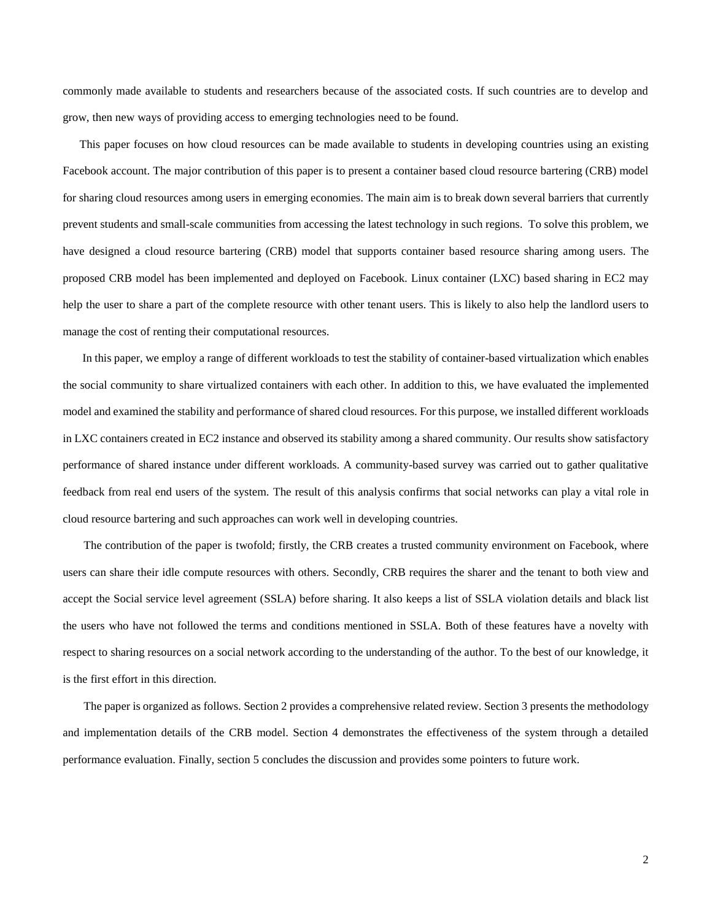commonly made available to students and researchers because of the associated costs. If such countries are to develop and grow, then new ways of providing access to emerging technologies need to be found.

This paper focuses on how cloud resources can be made available to students in developing countries using an existing Facebook account. The major contribution of this paper is to present a container based cloud resource bartering (CRB) model for sharing cloud resources among users in emerging economies. The main aim is to break down several barriers that currently prevent students and small-scale communities from accessing the latest technology in such regions. To solve this problem, we have designed a cloud resource bartering (CRB) model that supports container based resource sharing among users. The proposed CRB model has been implemented and deployed on Facebook. Linux container (LXC) based sharing in EC2 may help the user to share a part of the complete resource with other tenant users. This is likely to also help the landlord users to manage the cost of renting their computational resources.

In this paper, we employ a range of different workloads to test the stability of container-based virtualization which enables the social community to share virtualized containers with each other. In addition to this, we have evaluated the implemented model and examined the stability and performance of shared cloud resources. For this purpose, we installed different workloads in LXC containers created in EC2 instance and observed its stability among a shared community. Our results show satisfactory performance of shared instance under different workloads. A community-based survey was carried out to gather qualitative feedback from real end users of the system. The result of this analysis confirms that social networks can play a vital role in cloud resource bartering and such approaches can work well in developing countries.

The contribution of the paper is twofold; firstly, the CRB creates a trusted community environment on Facebook, where users can share their idle compute resources with others. Secondly, CRB requires the sharer and the tenant to both view and accept the Social service level agreement (SSLA) before sharing. It also keeps a list of SSLA violation details and black list the users who have not followed the terms and conditions mentioned in SSLA. Both of these features have a novelty with respect to sharing resources on a social network according to the understanding of the author. To the best of our knowledge, it is the first effort in this direction.

The paper is organized as follows. Section 2 provides a comprehensive related review. Section 3 presents the methodology and implementation details of the CRB model. Section 4 demonstrates the effectiveness of the system through a detailed performance evaluation. Finally, section 5 concludes the discussion and provides some pointers to future work.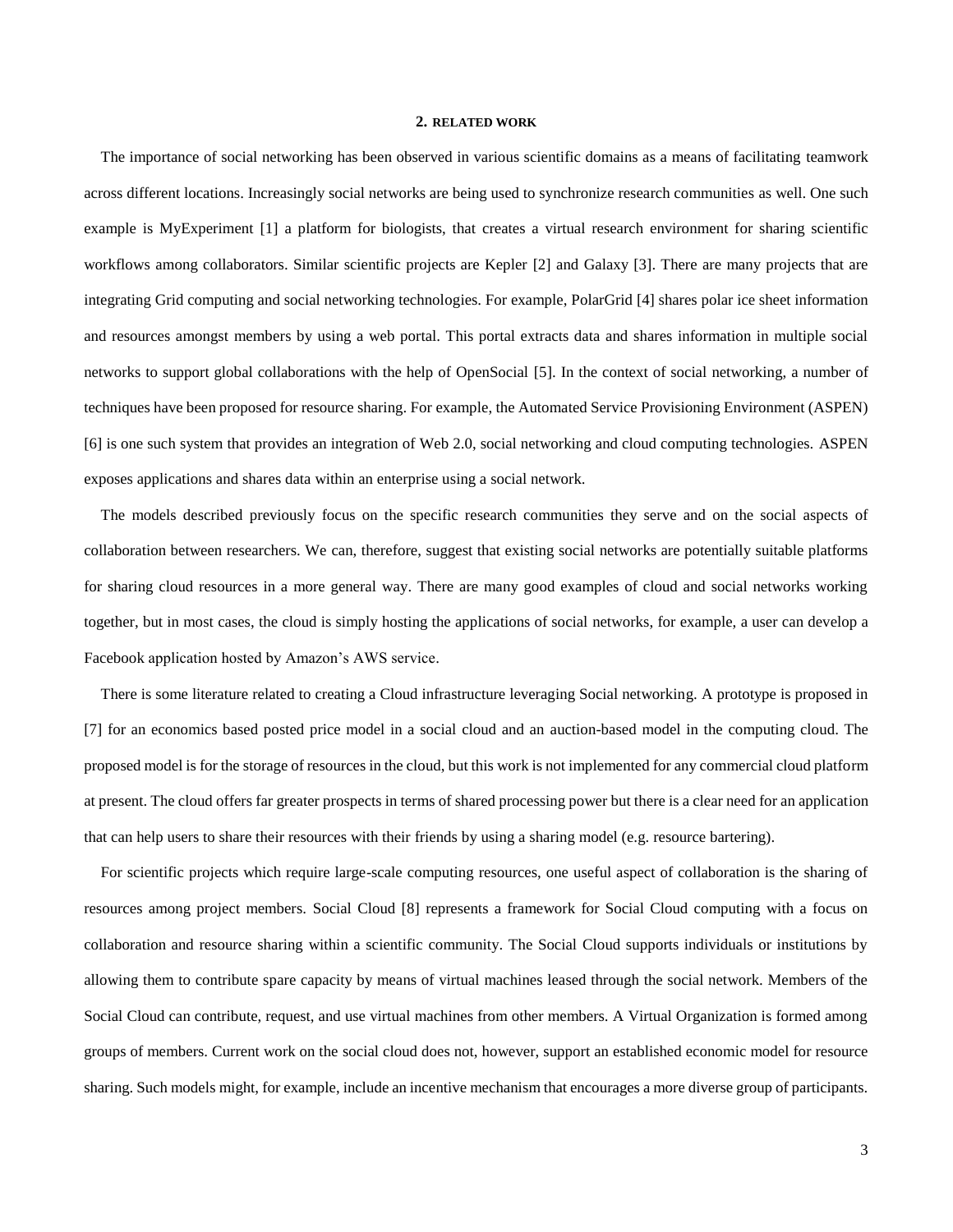## 2. RELATED WORK

The importance of social networking has been observed in various scientific domains as a means of facilitating teamwork across different locations. Increasingly social networks are being used to synchronize research communities as well. One such example is MyExperiment [1] a platform for biologists, that creates a virtual research environment for sharing scientific workflows among collaborators. Similar scientific projects are Kepler [2] and Galaxy [3]. There are many projects that are integrating Grid computing and social networking technologies. For example, PolarGrid [4] shares polar ice sheet information and resources amongst members by using a web portal. This portal extracts data and shares information in multiple social networks to support global collaborations with the help of OpenSocial [5]. In the context of social networking, a number of techniques have been proposed for resource sharing. For example, the Automated Service Provisioning Environment (ASPEN) [6] is one such system that provides an integration of Web 2.0, social networking and cloud computing technologies. ASPEN exposes applications and shares data within an enterprise using a social network.

The models described previously focus on the specific research communities they serve and on the social aspects of collaboration between researchers. We can, therefore, suggest that existing social networks are potentially suitable platforms for sharing cloud resources in a more general way. There are many good examples of cloud and social networks working together, but in most cases, the cloud is simply hosting the applications of social networks, for example, a user can develop a Facebook application hosted by Amazon's AWS service.

There is some literature related to creating a Cloud infrastructure leveraging Social networking. A prototype is proposed in [7] for an economics based posted price model in a social cloud and an auction-based model in the computing cloud. The proposed model is for the storage of resources in the cloud, but this work is not implemented for any commercial cloud platform at present. The cloud offers far greater prospects in terms of shared processing power but there is a clear need for an application that can help users to share their resources with their friends by using a sharing model (e.g. resource bartering).

For scientific projects which require large-scale computing resources, one useful aspect of collaboration is the sharing of resources among project members. Social Cloud [8] represents a framework for Social Cloud computing with a focus on collaboration and resource sharing within a scientific community. The Social Cloud supports individuals or institutions by allowing them to contribute spare capacity by means of virtual machines leased through the social network. Members of the Social Cloud can contribute, request, and use virtual machines from other members. A Virtual Organization is formed among groups of members. Current work on the social cloud does not, however, support an established economic model for resource sharing. Such models might, for example, include an incentive mechanism that encourages a more diverse group of participants.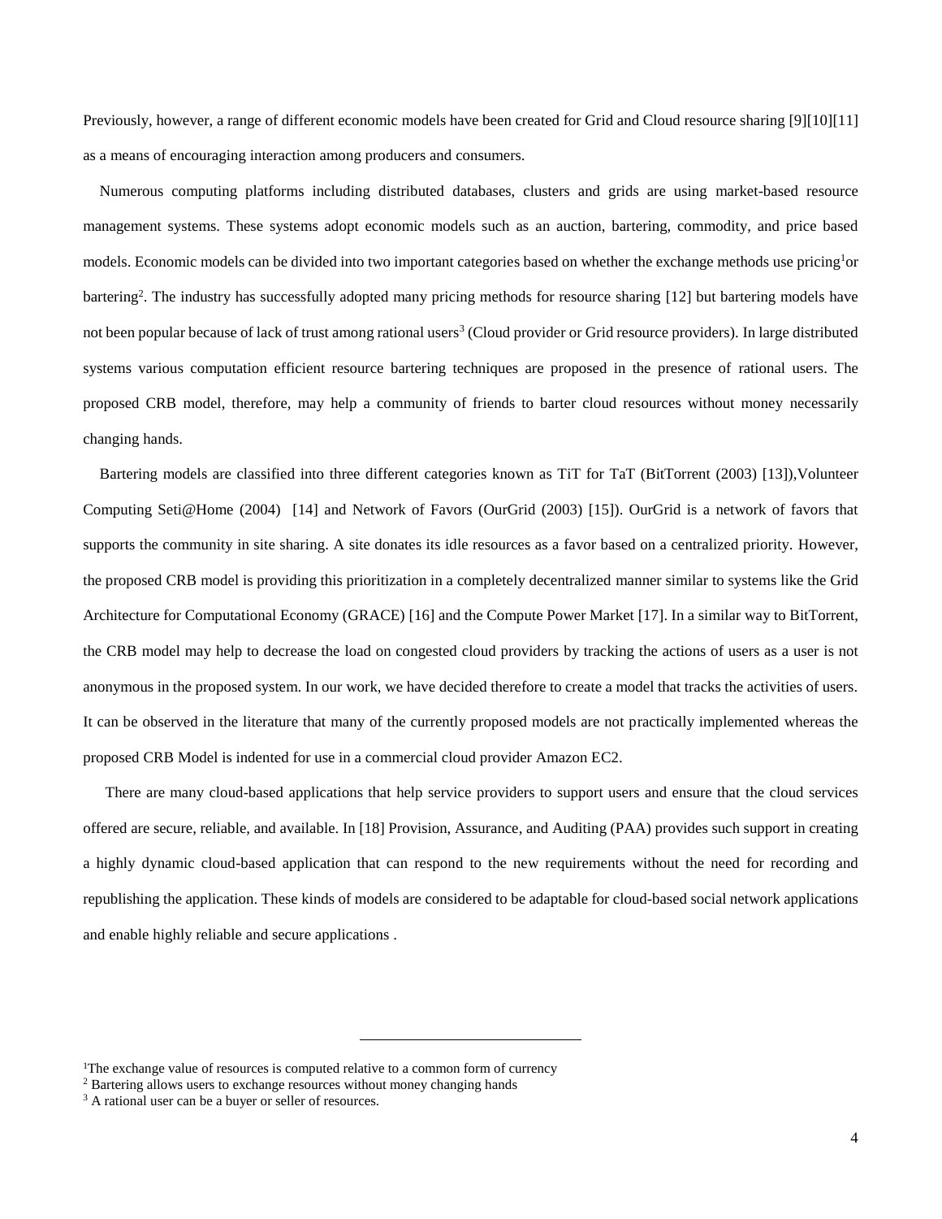Previously, however, a range of different economic models have been created for Grid and Cloud resource sharing [9][10][11] as a means of encouraging interaction among producers and consumers.

Numerous computing platforms including distributed databases, clusters and grids are using market-based resource management systems. These systems adopt economic models such as an auction, bartering, commodity, and price based models. Economic models can be divided into two important categories based on whether the exchange methods use pricing[1]or bartering[2]. The industry has successfully adopted many pricing methods for resource sharing [12] but bartering models have not been popular because of lack of trust among rational users[3] (Cloud provider or Grid resource providers). In large distributed systems various computation efficient resource bartering techniques are proposed in the presence of rational users. The proposed CRB model, therefore, may help a community of friends to barter cloud resources without money necessarily changing hands.

Bartering models are classified into three different categories known as TiT for TaT (BitTorrent (2003) [13]),Volunteer Computing Seti@Home (2004) [14] and Network of Favors (OurGrid (2003) [15]). OurGrid is a network of favors that supports the community in site sharing. A site donates its idle resources as a favor based on a centralized priority. However, the proposed CRB model is providing this prioritization in a completely decentralized manner similar to systems like the Grid Architecture for Computational Economy (GRACE) [16] and the Compute Power Market [17]. In a similar way to BitTorrent, the CRB model may help to decrease the load on congested cloud providers by tracking the actions of users as a user is not anonymous in the proposed system. In our work, we have decided therefore to create a model that tracks the activities of users. It can be observed in the literature that many of the currently proposed models are not practically implemented whereas the proposed CRB Model is indented for use in a commercial cloud provider Amazon EC2.

There are many cloud-based applications that help service providers to support users and ensure that the cloud services offered are secure, reliable, and available. In [18] Provision, Assurance, and Auditing (PAA) provides such support in creating a highly dynamic cloud-based application that can respond to the new requirements without the need for recording and republishing the application. These kinds of models are considered to be adaptable for cloud-based social network applications and enable highly reliable and secure applications .

---

[1]The exchange value of resources is computed relative to a common form of currency

[2] Bartering allows users to exchange resources without money changing hands

[3] A rational user can be a buyer or seller of resources.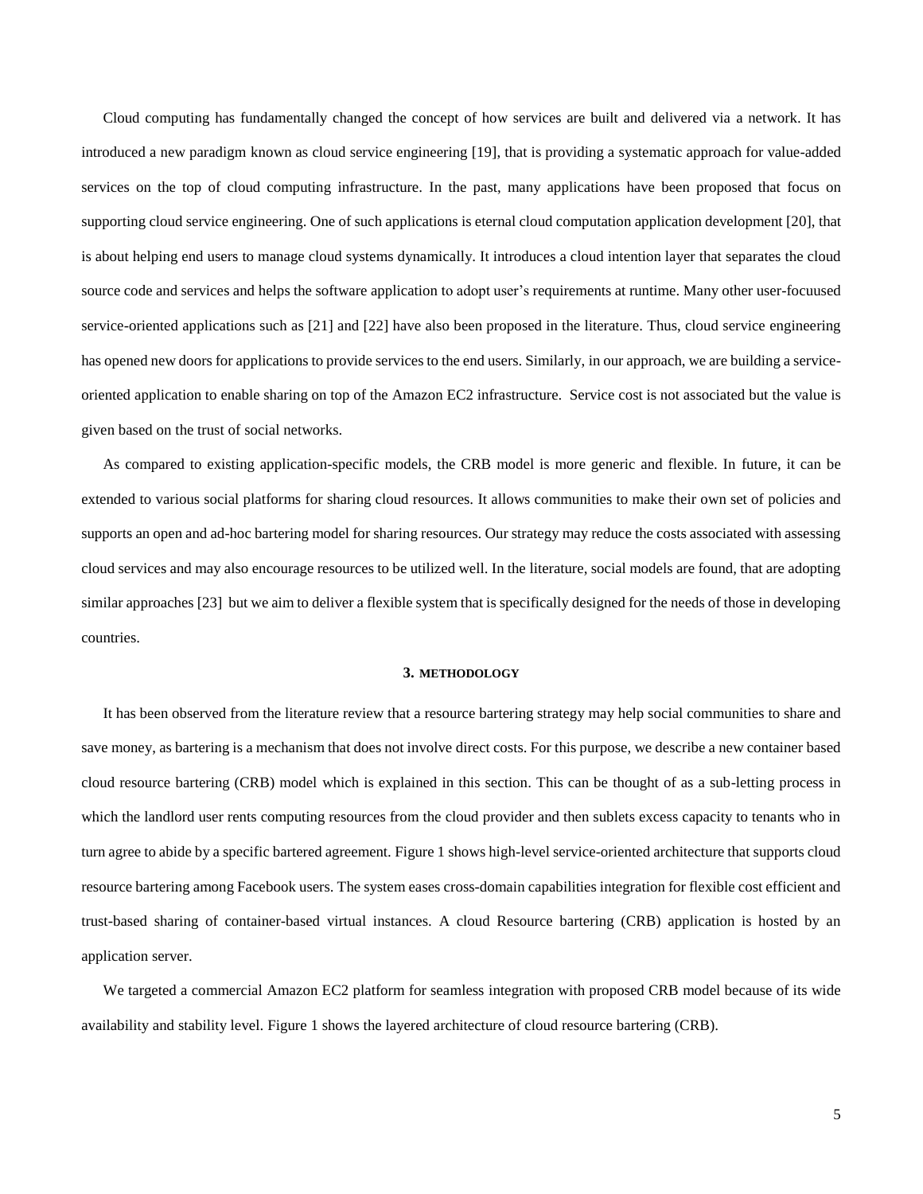Cloud computing has fundamentally changed the concept of how services are built and delivered via a network. It has introduced a new paradigm known as cloud service engineering [19], that is providing a systematic approach for value-added services on the top of cloud computing infrastructure. In the past, many applications have been proposed that focus on supporting cloud service engineering. One of such applications is eternal cloud computation application development [20], that is about helping end users to manage cloud systems dynamically. It introduces a cloud intention layer that separates the cloud source code and services and helps the software application to adopt user's requirements at runtime. Many other user-focuused service-oriented applications such as [21] and [22] have also been proposed in the literature. Thus, cloud service engineering has opened new doors for applications to provide services to the end users. Similarly, in our approach, we are building a service-oriented application to enable sharing on top of the Amazon EC2 infrastructure. Service cost is not associated but the value is given based on the trust of social networks.

As compared to existing application-specific models, the CRB model is more generic and flexible. In future, it can be extended to various social platforms for sharing cloud resources. It allows communities to make their own set of policies and supports an open and ad-hoc bartering model for sharing resources. Our strategy may reduce the costs associated with assessing cloud services and may also encourage resources to be utilized well. In the literature, social models are found, that are adopting similar approaches [23] but we aim to deliver a flexible system that is specifically designed for the needs of those in developing countries.

## 3. METHODOLOGY

It has been observed from the literature review that a resource bartering strategy may help social communities to share and save money, as bartering is a mechanism that does not involve direct costs. For this purpose, we describe a new container based cloud resource bartering (CRB) model which is explained in this section. This can be thought of as a sub-letting process in which the landlord user rents computing resources from the cloud provider and then sublets excess capacity to tenants who in turn agree to abide by a specific bartered agreement. Figure 1 shows high-level service-oriented architecture that supports cloud resource bartering among Facebook users. The system eases cross-domain capabilities integration for flexible cost efficient and trust-based sharing of container-based virtual instances. A cloud Resource bartering (CRB) application is hosted by an application server.

We targeted a commercial Amazon EC2 platform for seamless integration with proposed CRB model because of its wide availability and stability level. Figure 1 shows the layered architecture of cloud resource bartering (CRB).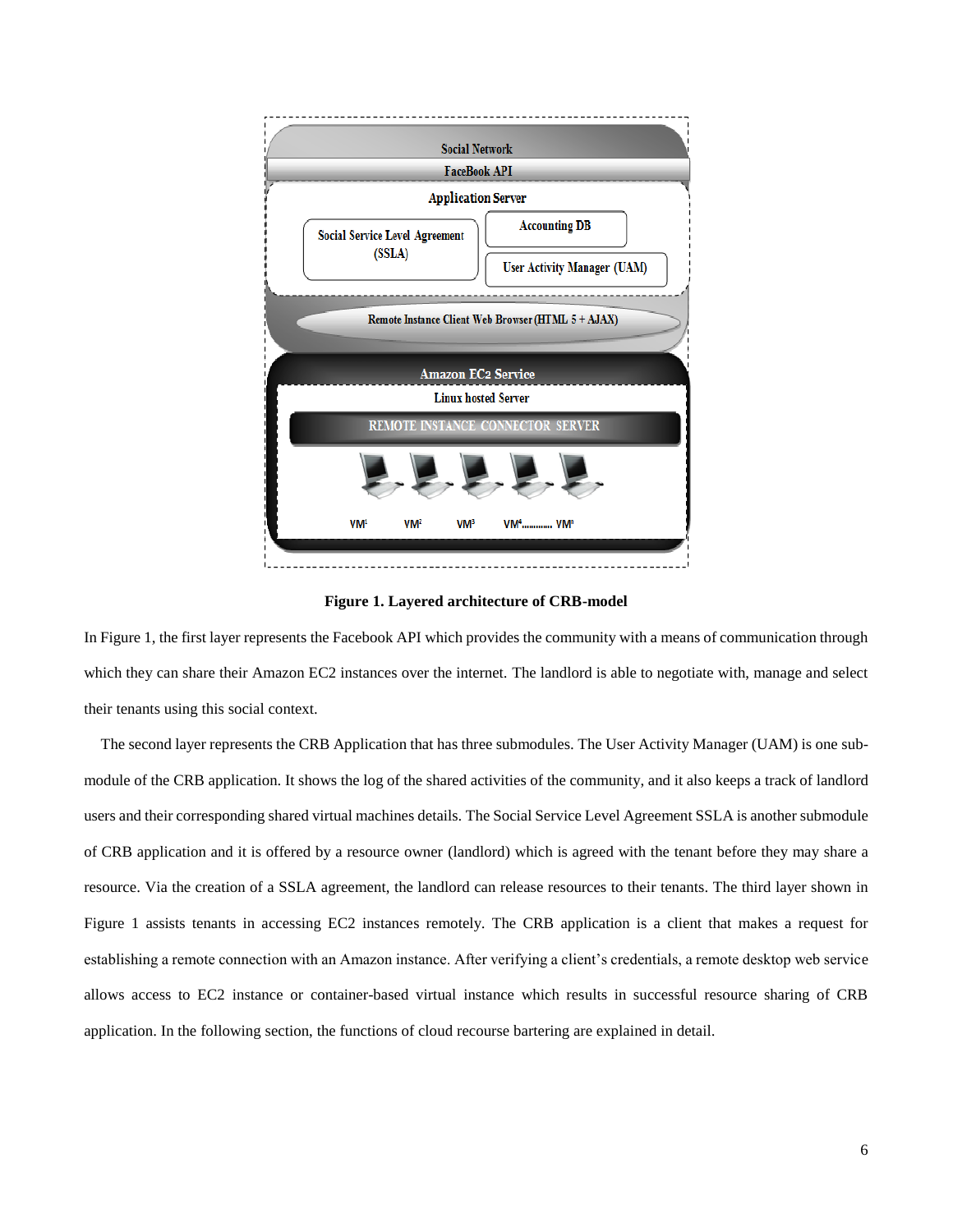**Figure 1. Layered architecture of CRB-model**

In Figure 1, the first layer represents the Facebook API which provides the community with a means of communication through which they can share their Amazon EC2 instances over the internet. The landlord is able to negotiate with, manage and select their tenants using this social context.

The second layer represents the CRB Application that has three submodules. The User Activity Manager (UAM) is one sub-module of the CRB application. It shows the log of the shared activities of the community, and it also keeps a track of landlord users and their corresponding shared virtual machines details. The Social Service Level Agreement SSLA is another submodule of CRB application and it is offered by a resource owner (landlord) which is agreed with the tenant before they may share a resource. Via the creation of a SSLA agreement, the landlord can release resources to their tenants. The third layer shown in Figure 1 assists tenants in accessing EC2 instances remotely. The CRB application is a client that makes a request for establishing a remote connection with an Amazon instance. After verifying a client's credentials, a remote desktop web service allows access to EC2 instance or container-based virtual instance which results in successful resource sharing of CRB application. In the following section, the functions of cloud recourse bartering are explained in detail.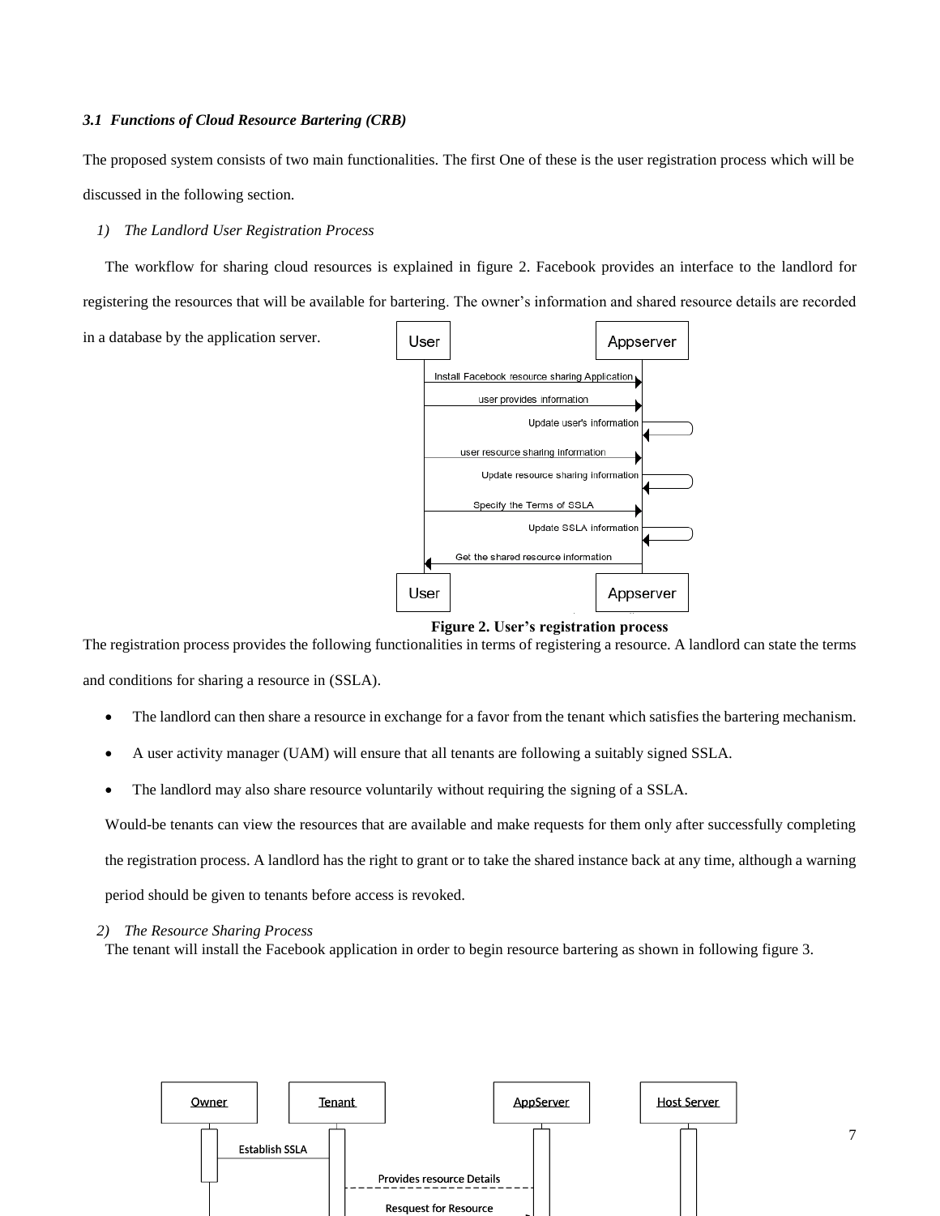### *3.1 Functions of Cloud Resource Bartering (CRB)*

The proposed system consists of two main functionalities. The first One of these is the user registration process which will be discussed in the following section.

*1) The Landlord User Registration Process*

The workflow for sharing cloud resources is explained in figure 2. Facebook provides an interface to the landlord for registering the resources that will be available for bartering. The owner's information and shared resource details are recorded in a database by the application server.

**Figure 2. User's registration process**

The registration process provides the following functionalities in terms of registering a resource. A landlord can state the terms and conditions for sharing a resource in (SSLA).

- The landlord can then share a resource in exchange for a favor from the tenant which satisfies the bartering mechanism.
- A user activity manager (UAM) will ensure that all tenants are following a suitably signed SSLA.
- The landlord may also share resource voluntarily without requiring the signing of a SSLA.

Would-be tenants can view the resources that are available and make requests for them only after successfully completing the registration process. A landlord has the right to grant or to take the shared instance back at any time, although a warning period should be given to tenants before access is revoked.

*2) The Resource Sharing Process*

The tenant will install the Facebook application in order to begin resource bartering as shown in following figure 3.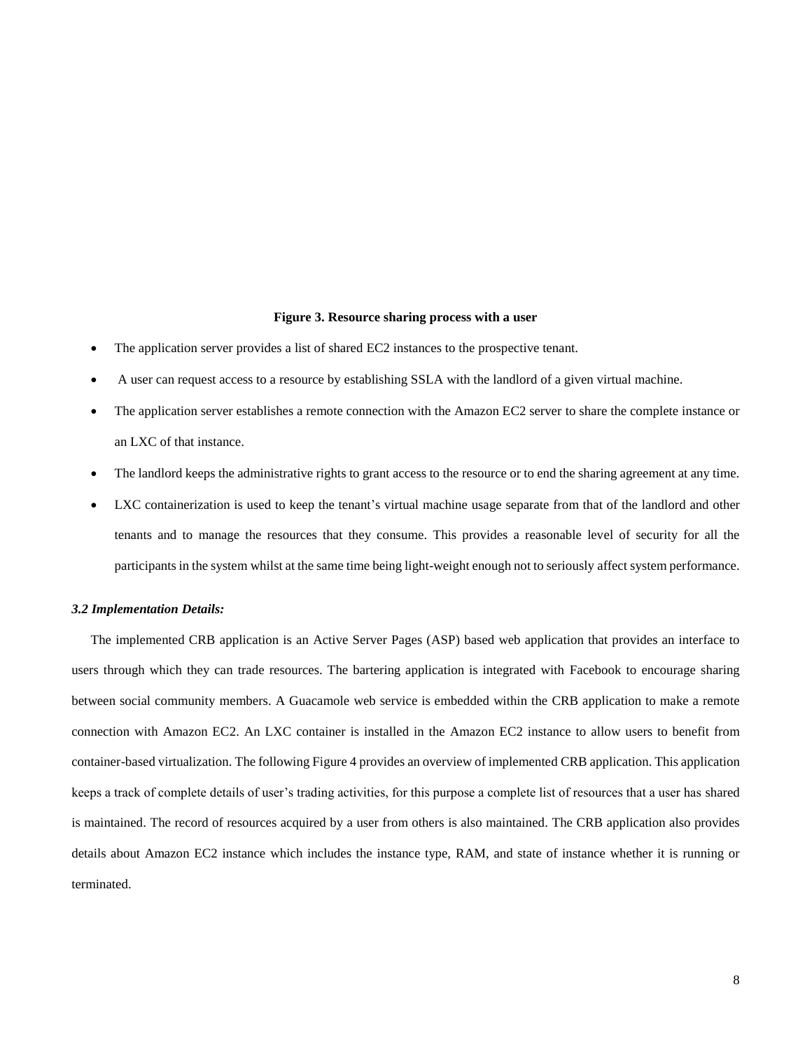**Figure 3. Resource sharing process with a user**

- The application server provides a list of shared EC2 instances to the prospective tenant.
- A user can request access to a resource by establishing SSLA with the landlord of a given virtual machine.
- The application server establishes a remote connection with the Amazon EC2 server to share the complete instance or an LXC of that instance.
- The landlord keeps the administrative rights to grant access to the resource or to end the sharing agreement at any time.
- LXC containerization is used to keep the tenant's virtual machine usage separate from that of the landlord and other tenants and to manage the resources that they consume. This provides a reasonable level of security for all the participants in the system whilst at the same time being light-weight enough not to seriously affect system performance.

### *3.2 Implementation Details:*

The implemented CRB application is an Active Server Pages (ASP) based web application that provides an interface to users through which they can trade resources. The bartering application is integrated with Facebook to encourage sharing between social community members. A Guacamole web service is embedded within the CRB application to make a remote connection with Amazon EC2. An LXC container is installed in the Amazon EC2 instance to allow users to benefit from container-based virtualization. The following Figure 4 provides an overview of implemented CRB application. This application keeps a track of complete details of user's trading activities, for this purpose a complete list of resources that a user has shared is maintained. The record of resources acquired by a user from others is also maintained. The CRB application also provides details about Amazon EC2 instance which includes the instance type, RAM, and state of instance whether it is running or terminated.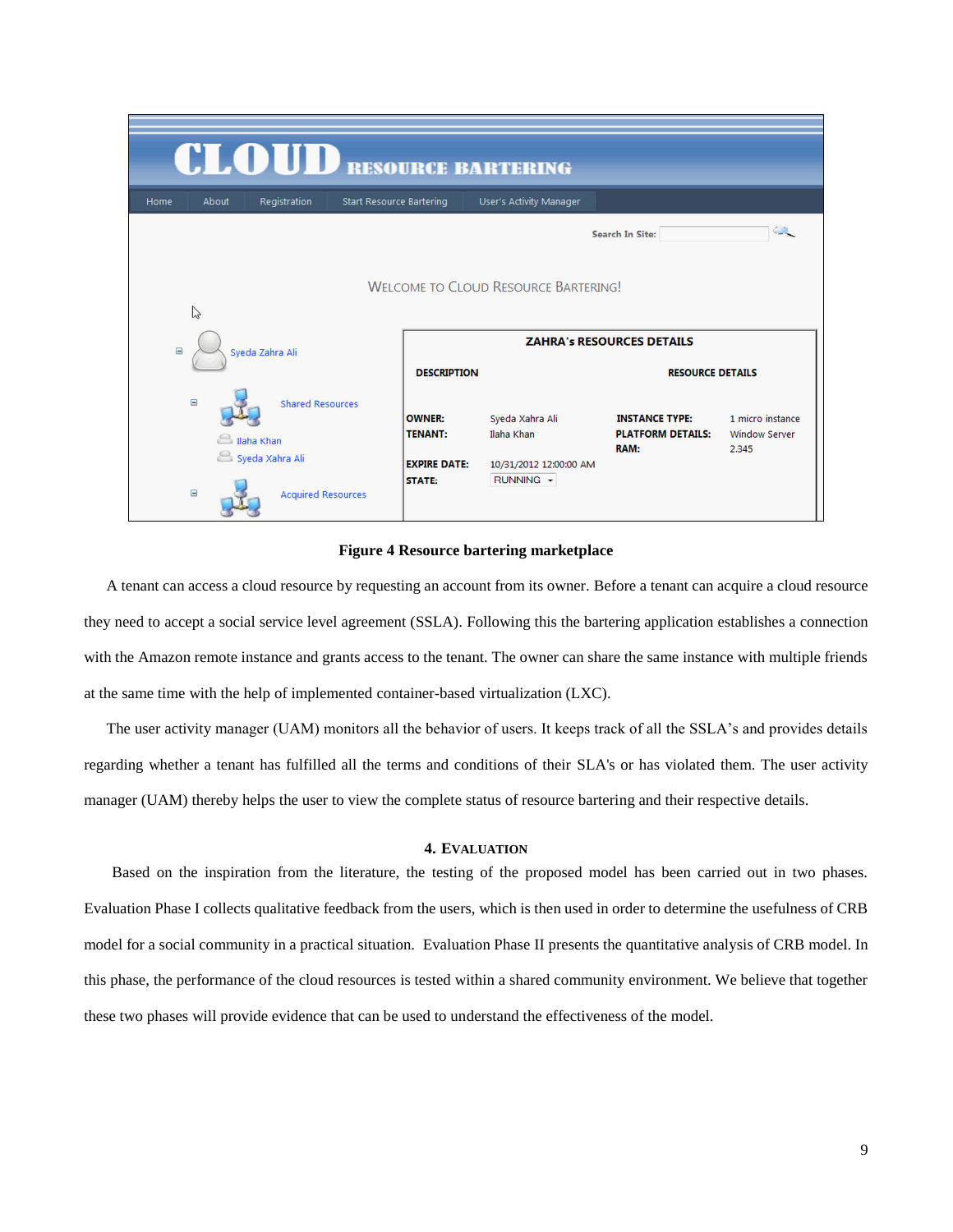**Figure 4 Resource bartering marketplace**

A tenant can access a cloud resource by requesting an account from its owner. Before a tenant can acquire a cloud resource they need to accept a social service level agreement (SSLA). Following this the bartering application establishes a connection with the Amazon remote instance and grants access to the tenant. The owner can share the same instance with multiple friends at the same time with the help of implemented container-based virtualization (LXC).

The user activity manager (UAM) monitors all the behavior of users. It keeps track of all the SSLA's and provides details regarding whether a tenant has fulfilled all the terms and conditions of their SLA's or has violated them. The user activity manager (UAM) thereby helps the user to view the complete status of resource bartering and their respective details.

## 4. Evaluation

Based on the inspiration from the literature, the testing of the proposed model has been carried out in two phases. Evaluation Phase I collects qualitative feedback from the users, which is then used in order to determine the usefulness of CRB model for a social community in a practical situation. Evaluation Phase II presents the quantitative analysis of CRB model. In this phase, the performance of the cloud resources is tested within a shared community environment. We believe that together these two phases will provide evidence that can be used to understand the effectiveness of the model.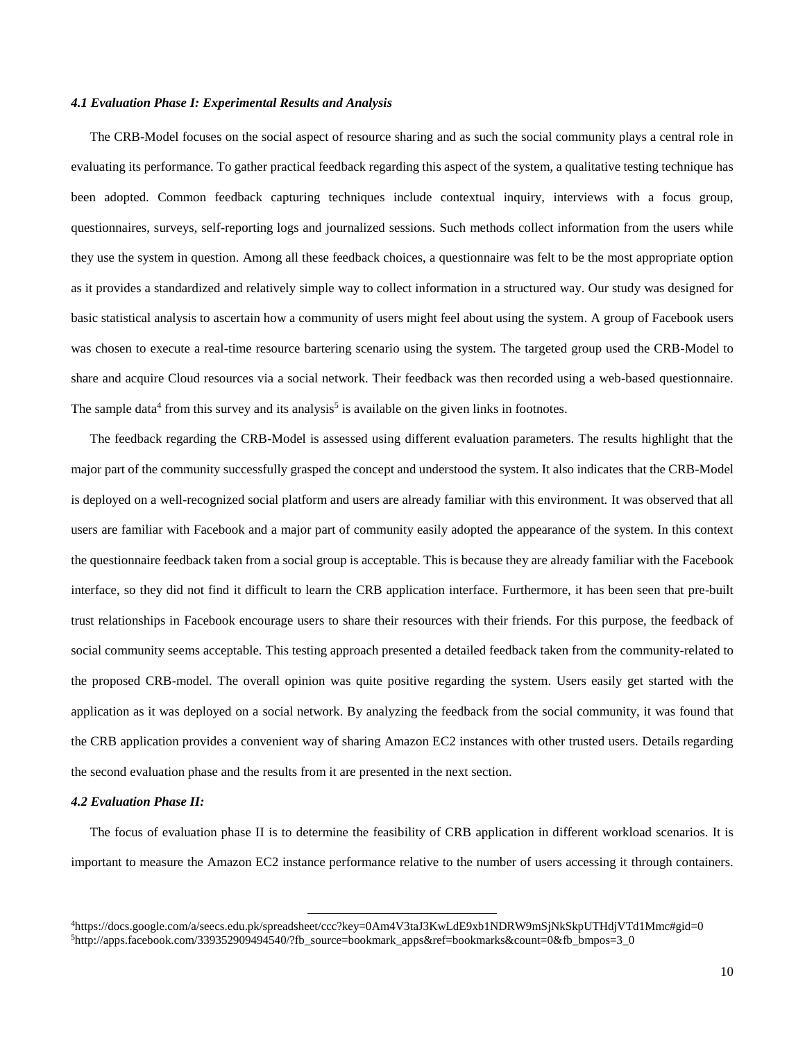#### *4.1 Evaluation Phase I: Experimental Results and Analysis*

The CRB-Model focuses on the social aspect of resource sharing and as such the social community plays a central role in evaluating its performance. To gather practical feedback regarding this aspect of the system, a qualitative testing technique has been adopted. Common feedback capturing techniques include contextual inquiry, interviews with a focus group, questionnaires, surveys, self-reporting logs and journalized sessions. Such methods collect information from the users while they use the system in question. Among all these feedback choices, a questionnaire was felt to be the most appropriate option as it provides a standardized and relatively simple way to collect information in a structured way. Our study was designed for basic statistical analysis to ascertain how a community of users might feel about using the system. A group of Facebook users was chosen to execute a real-time resource bartering scenario using the system. The targeted group used the CRB-Model to share and acquire Cloud resources via a social network. Their feedback was then recorded using a web-based questionnaire. The sample data[4] from this survey and its analysis[5] is available on the given links in footnotes.

The feedback regarding the CRB-Model is assessed using different evaluation parameters. The results highlight that the major part of the community successfully grasped the concept and understood the system. It also indicates that the CRB-Model is deployed on a well-recognized social platform and users are already familiar with this environment. It was observed that all users are familiar with Facebook and a major part of community easily adopted the appearance of the system. In this context the questionnaire feedback taken from a social group is acceptable. This is because they are already familiar with the Facebook interface, so they did not find it difficult to learn the CRB application interface. Furthermore, it has been seen that pre-built trust relationships in Facebook encourage users to share their resources with their friends. For this purpose, the feedback of social community seems acceptable. This testing approach presented a detailed feedback taken from the community-related to the proposed CRB-model. The overall opinion was quite positive regarding the system. Users easily get started with the application as it was deployed on a social network. By analyzing the feedback from the social community, it was found that the CRB application provides a convenient way of sharing Amazon EC2 instances with other trusted users. Details regarding the second evaluation phase and the results from it are presented in the next section.

#### *4.2 Evaluation Phase II:*

The focus of evaluation phase II is to determine the feasibility of CRB application in different workload scenarios. It is important to measure the Amazon EC2 instance performance relative to the number of users accessing it through containers.

---

[4] https://docs.google.com/a/seecs.edu.pk/spreadsheet/ccc?key=0Am4V3taJ3KwLdE9xb1NDRW9mSjNkSkpUTHdjVTd1Mmc#gid=0

[5] http://apps.facebook.com/339352909494540/?fb_source=bookmark_apps&ref=bookmarks&count=0&fb_bmpos=3_0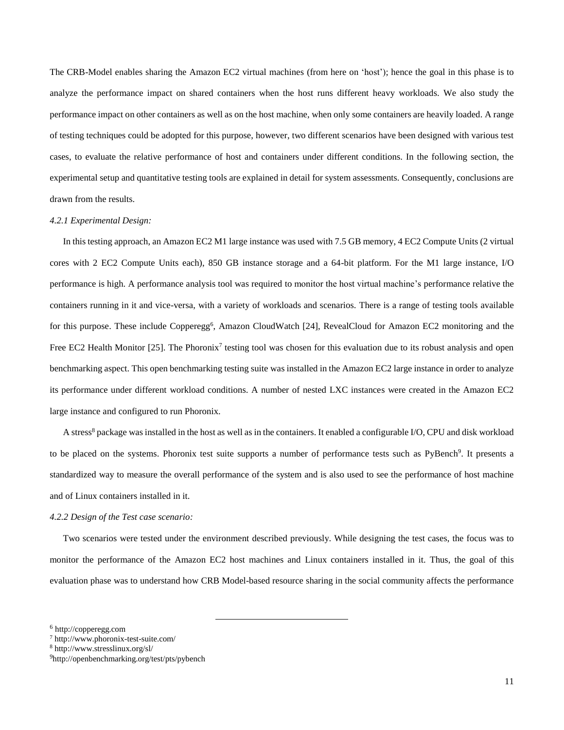The CRB-Model enables sharing the Amazon EC2 virtual machines (from here on 'host'); hence the goal in this phase is to analyze the performance impact on shared containers when the host runs different heavy workloads. We also study the performance impact on other containers as well as on the host machine, when only some containers are heavily loaded. A range of testing techniques could be adopted for this purpose, however, two different scenarios have been designed with various test cases, to evaluate the relative performance of host and containers under different conditions. In the following section, the experimental setup and quantitative testing tools are explained in detail for system assessments. Consequently, conclusions are drawn from the results.

*4.2.1 Experimental Design:*

In this testing approach, an Amazon EC2 M1 large instance was used with 7.5 GB memory, 4 EC2 Compute Units (2 virtual cores with 2 EC2 Compute Units each), 850 GB instance storage and a 64-bit platform. For the M1 large instance, I/O performance is high. A performance analysis tool was required to monitor the host virtual machine's performance relative the containers running in it and vice-versa, with a variety of workloads and scenarios. There is a range of testing tools available for this purpose. These include Copperegg[6], Amazon CloudWatch [24], RevealCloud for Amazon EC2 monitoring and the Free EC2 Health Monitor [25]. The Phoronix[7] testing tool was chosen for this evaluation due to its robust analysis and open benchmarking aspect. This open benchmarking testing suite was installed in the Amazon EC2 large instance in order to analyze its performance under different workload conditions. A number of nested LXC instances were created in the Amazon EC2 large instance and configured to run Phoronix.

A stress[8] package was installed in the host as well as in the containers. It enabled a configurable I/O, CPU and disk workload to be placed on the systems. Phoronix test suite supports a number of performance tests such as PyBench[9]. It presents a standardized way to measure the overall performance of the system and is also used to see the performance of host machine and of Linux containers installed in it.

*4.2.2 Design of the Test case scenario:*

Two scenarios were tested under the environment described previously. While designing the test cases, the focus was to monitor the performance of the Amazon EC2 host machines and Linux containers installed in it. Thus, the goal of this evaluation phase was to understand how CRB Model-based resource sharing in the social community affects the performance

[6] http://copperegg.com

[7] http://www.phoronix-test-suite.com/

[8] http://www.stresslinux.org/sl/

[9] http://openbenchmarking.org/test/pts/pybench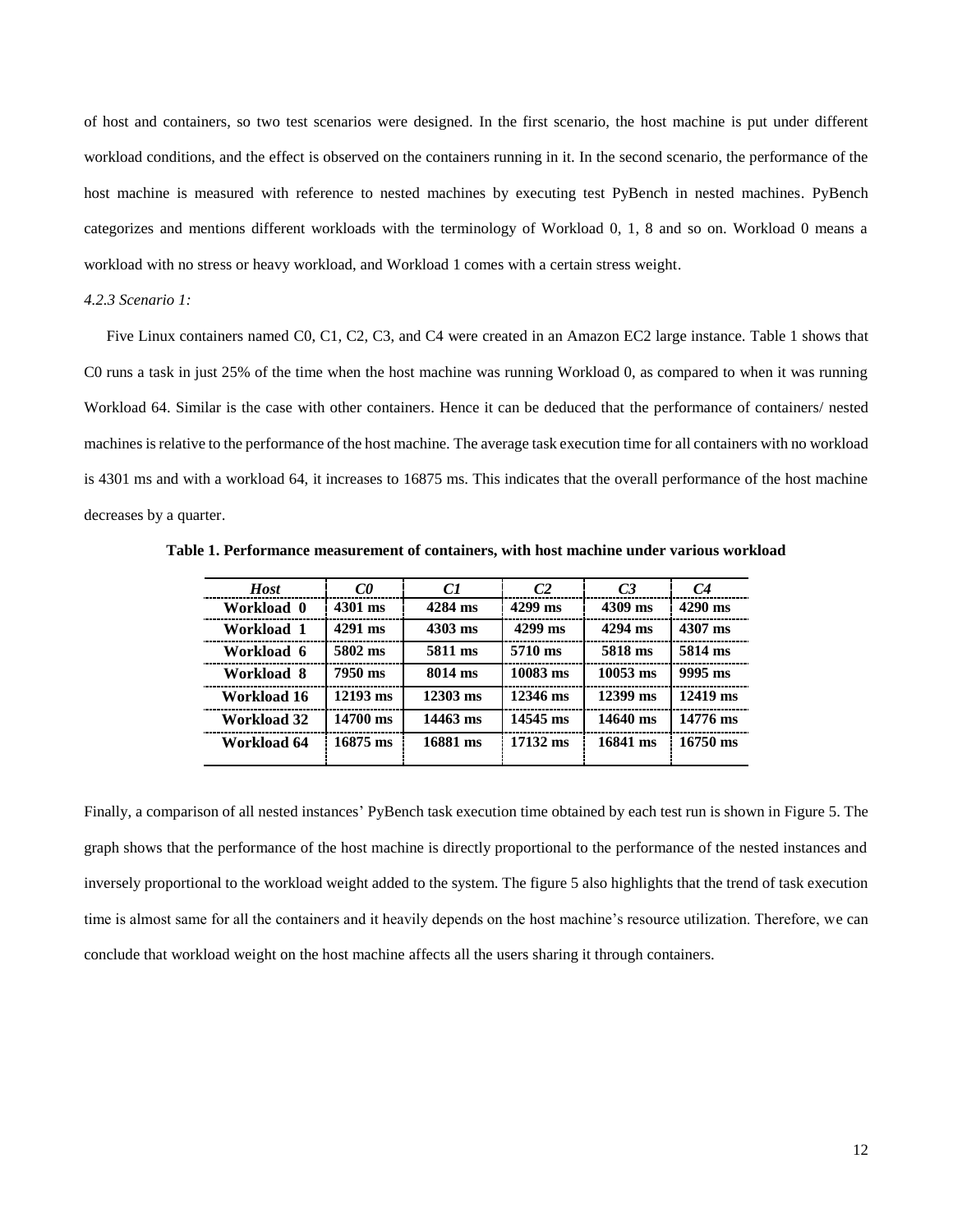of host and containers, so two test scenarios were designed. In the first scenario, the host machine is put under different workload conditions, and the effect is observed on the containers running in it. In the second scenario, the performance of the host machine is measured with reference to nested machines by executing test PyBench in nested machines. PyBench categorizes and mentions different workloads with the terminology of Workload 0, 1, 8 and so on. Workload 0 means a workload with no stress or heavy workload, and Workload 1 comes with a certain stress weight.

*4.2.3 Scenario 1:*

Five Linux containers named C0, C1, C2, C3, and C4 were created in an Amazon EC2 large instance. Table 1 shows that C0 runs a task in just 25% of the time when the host machine was running Workload 0, as compared to when it was running Workload 64. Similar is the case with other containers. Hence it can be deduced that the performance of containers/ nested machines is relative to the performance of the host machine. The average task execution time for all containers with no workload is 4301 ms and with a workload 64, it increases to 16875 ms. This indicates that the overall performance of the host machine decreases by a quarter.

**Table 1. Performance measurement of containers, with host machine under various workload**

| *Host* | *C0* | *C1* | *C2* | *C3* | *C4* |
|---|---|---|---|---|---|
| **Workload 0** | **4301 ms** | **4284 ms** | **4299 ms** | **4309 ms** | **4290 ms** |
| **Workload 1** | **4291 ms** | **4303 ms** | **4299 ms** | **4294 ms** | **4307 ms** |
| **Workload 6** | **5802 ms** | **5811 ms** | **5710 ms** | **5818 ms** | **5814 ms** |
| **Workload 8** | **7950 ms** | **8014 ms** | **10083 ms** | **10053 ms** | **9995 ms** |
| **Workload 16** | **12193 ms** | **12303 ms** | **12346 ms** | **12399 ms** | **12419 ms** |
| **Workload 32** | **14700 ms** | **14463 ms** | **14545 ms** | **14640 ms** | **14776 ms** |
| **Workload 64** | **16875 ms** | **16881 ms** | **17132 ms** | **16841 ms** | **16750 ms** |

Finally, a comparison of all nested instances' PyBench task execution time obtained by each test run is shown in Figure 5. The graph shows that the performance of the host machine is directly proportional to the performance of the nested instances and inversely proportional to the workload weight added to the system. The figure 5 also highlights that the trend of task execution time is almost same for all the containers and it heavily depends on the host machine's resource utilization. Therefore, we can conclude that workload weight on the host machine affects all the users sharing it through containers.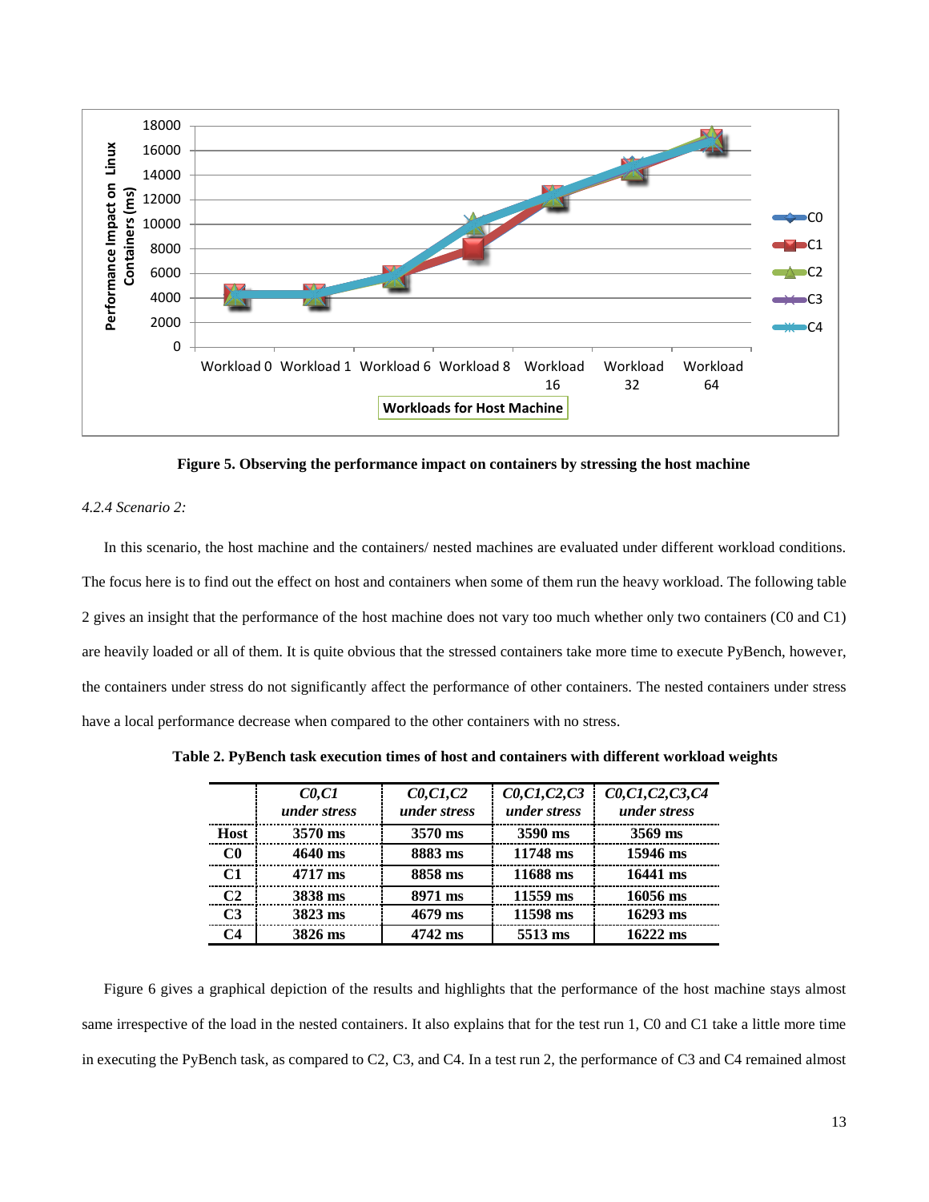Figure 5. Observing the performance impact on containers by stressing the host machine

*4.2.4 Scenario 2:*

In this scenario, the host machine and the containers/ nested machines are evaluated under different workload conditions. The focus here is to find out the effect on host and containers when some of them run the heavy workload. The following table 2 gives an insight that the performance of the host machine does not vary too much whether only two containers (C0 and C1) are heavily loaded or all of them. It is quite obvious that the stressed containers take more time to execute PyBench, however, the containers under stress do not significantly affect the performance of other containers. The nested containers under stress have a local performance decrease when compared to the other containers with no stress.

**Table 2. PyBench task execution times of host and containers with different workload weights**

| | *C0,C1 under stress* | *C0,C1,C2 under stress* | *C0,C1,C2,C3 under stress* | *C0,C1,C2,C3,C4 under stress* |
|---|---|---|---|---|
| **Host** | 3570 ms | 3570 ms | 3590 ms | 3569 ms |
| **C0** | 4640 ms | 8883 ms | 11748 ms | 15946 ms |
| **C1** | 4717 ms | 8858 ms | 11688 ms | 16441 ms |
| **C2** | 3838 ms | 8971 ms | 11559 ms | 16056 ms |
| **C3** | 3823 ms | 4679 ms | 11598 ms | 16293 ms |
| **C4** | 3826 ms | 4742 ms | 5513 ms | 16222 ms |

Figure 6 gives a graphical depiction of the results and highlights that the performance of the host machine stays almost same irrespective of the load in the nested containers. It also explains that for the test run 1, C0 and C1 take a little more time in executing the PyBench task, as compared to C2, C3, and C4. In a test run 2, the performance of C3 and C4 remained almost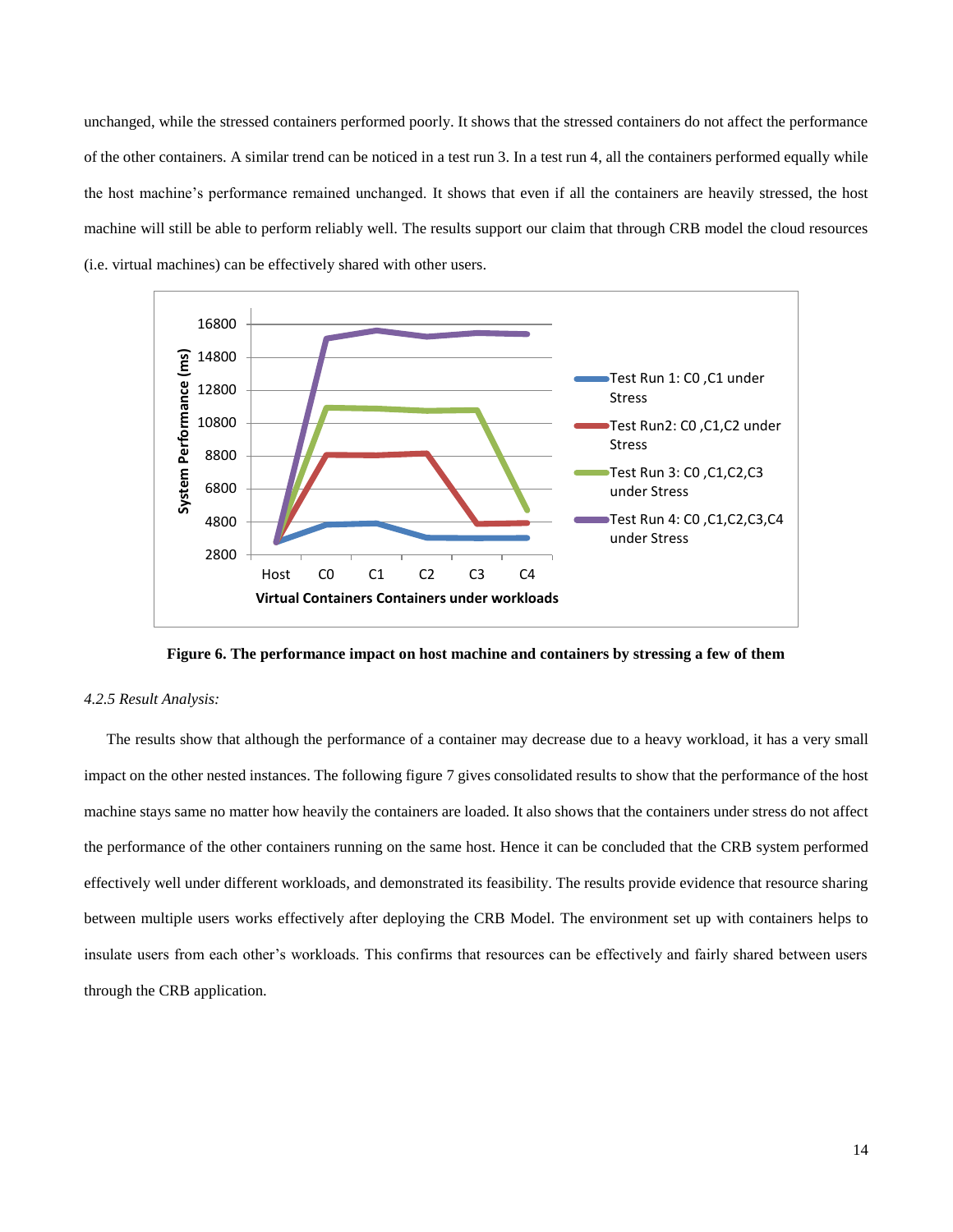unchanged, while the stressed containers performed poorly. It shows that the stressed containers do not affect the performance of the other containers. A similar trend can be noticed in a test run 3. In a test run 4, all the containers performed equally while the host machine's performance remained unchanged. It shows that even if all the containers are heavily stressed, the host machine will still be able to perform reliably well. The results support our claim that through CRB model the cloud resources (i.e. virtual machines) can be effectively shared with other users.

**Figure 6. The performance impact on host machine and containers by stressing a few of them**

*4.2.5 Result Analysis:*

The results show that although the performance of a container may decrease due to a heavy workload, it has a very small impact on the other nested instances. The following figure 7 gives consolidated results to show that the performance of the host machine stays same no matter how heavily the containers are loaded. It also shows that the containers under stress do not affect the performance of the other containers running on the same host. Hence it can be concluded that the CRB system performed effectively well under different workloads, and demonstrated its feasibility. The results provide evidence that resource sharing between multiple users works effectively after deploying the CRB Model. The environment set up with containers helps to insulate users from each other's workloads. This confirms that resources can be effectively and fairly shared between users through the CRB application.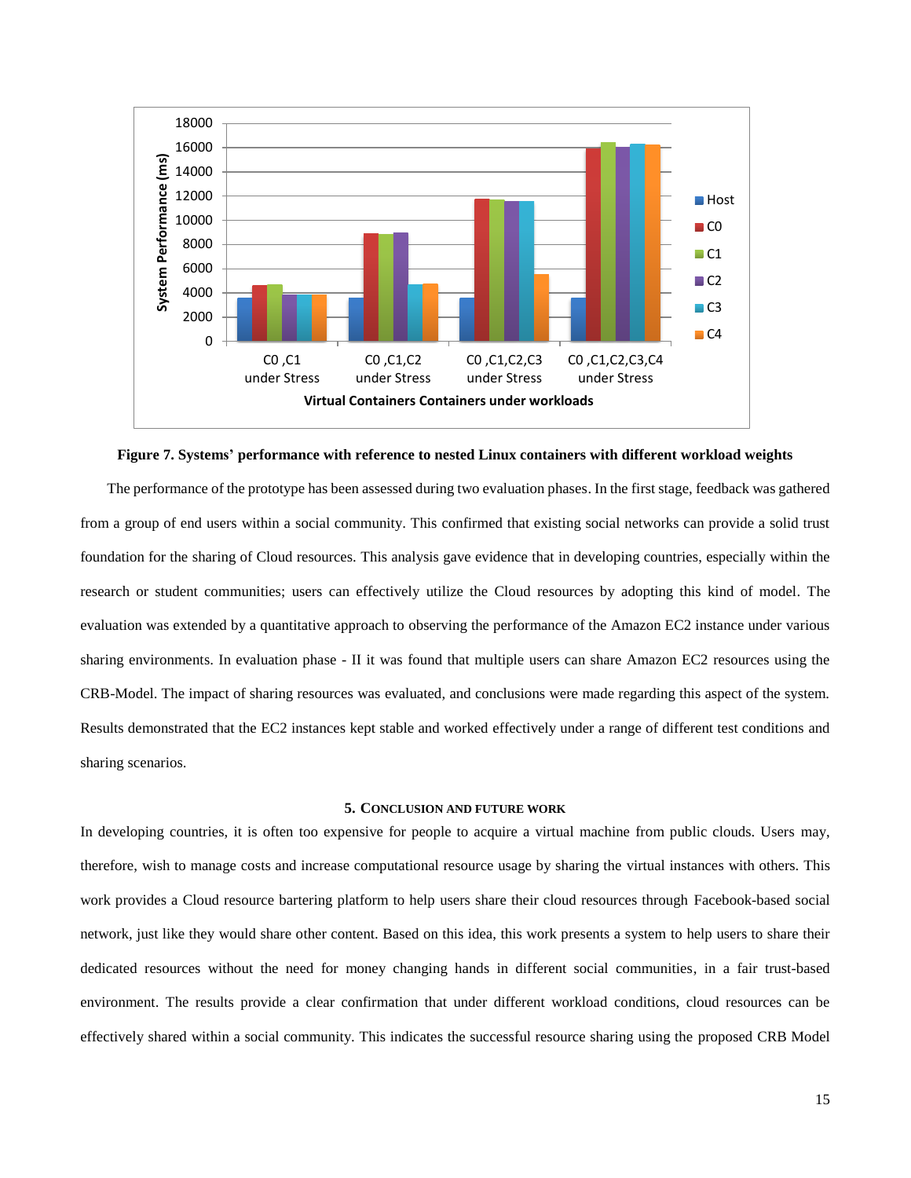**Figure 7. Systems' performance with reference to nested Linux containers with different workload weights**

The performance of the prototype has been assessed during two evaluation phases. In the first stage, feedback was gathered from a group of end users within a social community. This confirmed that existing social networks can provide a solid trust foundation for the sharing of Cloud resources. This analysis gave evidence that in developing countries, especially within the research or student communities; users can effectively utilize the Cloud resources by adopting this kind of model. The evaluation was extended by a quantitative approach to observing the performance of the Amazon EC2 instance under various sharing environments. In evaluation phase - II it was found that multiple users can share Amazon EC2 resources using the CRB-Model. The impact of sharing resources was evaluated, and conclusions were made regarding this aspect of the system. Results demonstrated that the EC2 instances kept stable and worked effectively under a range of different test conditions and sharing scenarios.

## 5. Conclusion and Future Work

In developing countries, it is often too expensive for people to acquire a virtual machine from public clouds. Users may, therefore, wish to manage costs and increase computational resource usage by sharing the virtual instances with others. This work provides a Cloud resource bartering platform to help users share their cloud resources through Facebook-based social network, just like they would share other content. Based on this idea, this work presents a system to help users to share their dedicated resources without the need for money changing hands in different social communities, in a fair trust-based environment. The results provide a clear confirmation that under different workload conditions, cloud resources can be effectively shared within a social community. This indicates the successful resource sharing using the proposed CRB Model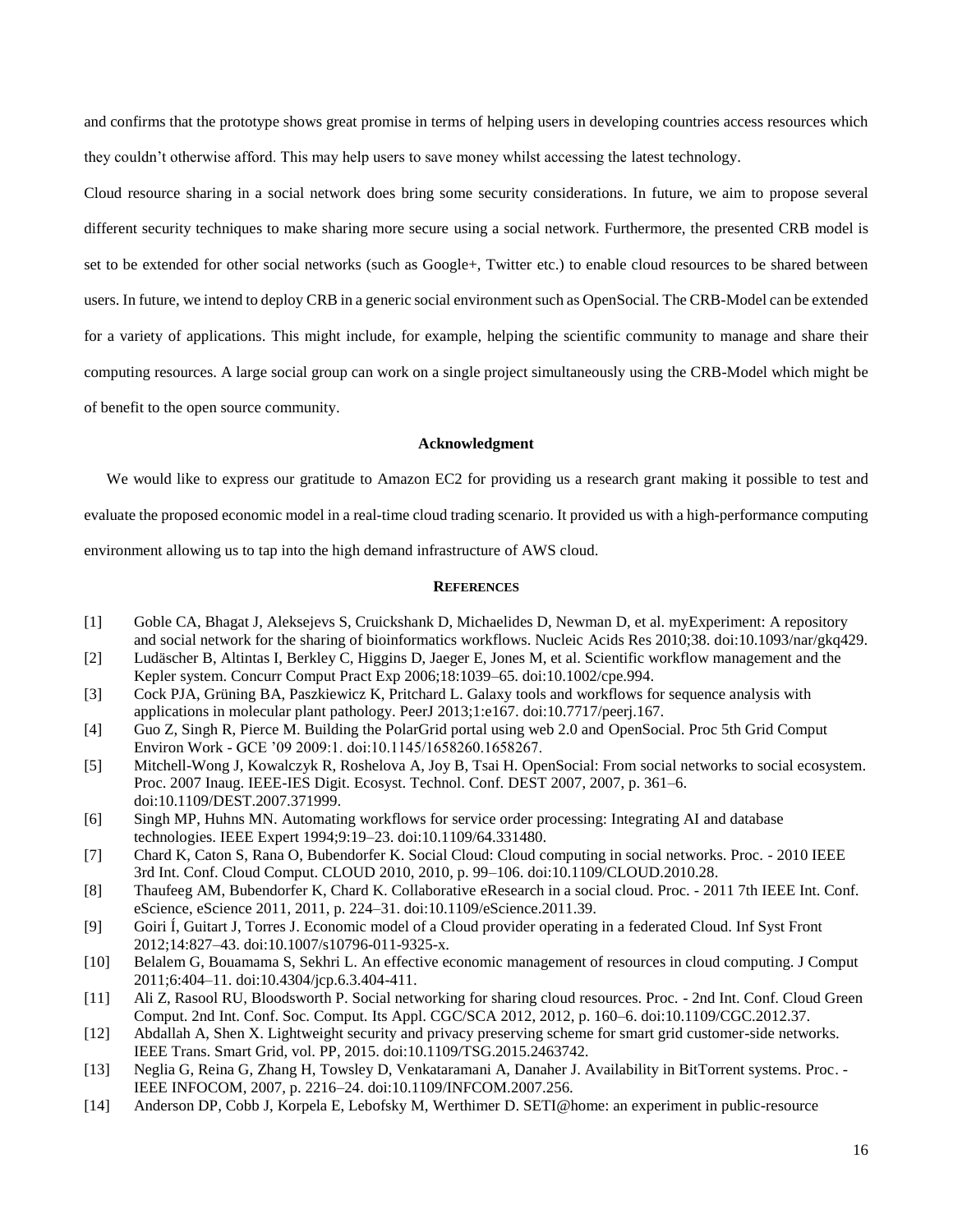and confirms that the prototype shows great promise in terms of helping users in developing countries access resources which they couldn't otherwise afford. This may help users to save money whilst accessing the latest technology.

Cloud resource sharing in a social network does bring some security considerations. In future, we aim to propose several different security techniques to make sharing more secure using a social network. Furthermore, the presented CRB model is set to be extended for other social networks (such as Google+, Twitter etc.) to enable cloud resources to be shared between users. In future, we intend to deploy CRB in a generic social environment such as OpenSocial. The CRB-Model can be extended for a variety of applications. This might include, for example, helping the scientific community to manage and share their computing resources. A large social group can work on a single project simultaneously using the CRB-Model which might be of benefit to the open source community.

### Acknowledgment

We would like to express our gratitude to Amazon EC2 for providing us a research grant making it possible to test and evaluate the proposed economic model in a real-time cloud trading scenario. It provided us with a high-performance computing environment allowing us to tap into the high demand infrastructure of AWS cloud.

### References

[1] Goble CA, Bhagat J, Aleksejevs S, Cruickshank D, Michaelides D, Newman D, et al. myExperiment: A repository and social network for the sharing of bioinformatics workflows. Nucleic Acids Res 2010;38. doi:10.1093/nar/gkq429.

[2] Ludäscher B, Altintas I, Berkley C, Higgins D, Jaeger E, Jones M, et al. Scientific workflow management and the Kepler system. Concurr Comput Pract Exp 2006;18:1039–65. doi:10.1002/cpe.994.

[3] Cock PJA, Grüning BA, Paszkiewicz K, Pritchard L. Galaxy tools and workflows for sequence analysis with applications in molecular plant pathology. PeerJ 2013;1:e167. doi:10.7717/peerj.167.

[4] Guo Z, Singh R, Pierce M. Building the PolarGrid portal using web 2.0 and OpenSocial. Proc 5th Grid Comput Environ Work - GCE '09 2009:1. doi:10.1145/1658260.1658267.

[5] Mitchell-Wong J, Kowalczyk R, Roshelova A, Joy B, Tsai H. OpenSocial: From social networks to social ecosystem. Proc. 2007 Inaug. IEEE-IES Digit. Ecosyst. Technol. Conf. DEST 2007, 2007, p. 361–6. doi:10.1109/DEST.2007.371999.

[6] Singh MP, Huhns MN. Automating workflows for service order processing: Integrating AI and database technologies. IEEE Expert 1994;9:19–23. doi:10.1109/64.331480.

[7] Chard K, Caton S, Rana O, Bubendorfer K. Social Cloud: Cloud computing in social networks. Proc. - 2010 IEEE 3rd Int. Conf. Cloud Comput. CLOUD 2010, 2010, p. 99–106. doi:10.1109/CLOUD.2010.28.

[8] Thaufeeg AM, Bubendorfer K, Chard K. Collaborative eResearch in a social cloud. Proc. - 2011 7th IEEE Int. Conf. eScience, eScience 2011, 2011, p. 224–31. doi:10.1109/eScience.2011.39.

[9] Goiri Í, Guitart J, Torres J. Economic model of a Cloud provider operating in a federated Cloud. Inf Syst Front 2012;14:827–43. doi:10.1007/s10796-011-9325-x.

[10] Belalem G, Bouamama S, Sekhri L. An effective economic management of resources in cloud computing. J Comput 2011;6:404–11. doi:10.4304/jcp.6.3.404-411.

[11] Ali Z, Rasool RU, Bloodsworth P. Social networking for sharing cloud resources. Proc. - 2nd Int. Conf. Cloud Green Comput. 2nd Int. Conf. Soc. Comput. Its Appl. CGC/SCA 2012, 2012, p. 160–6. doi:10.1109/CGC.2012.37.

[12] Abdallah A, Shen X. Lightweight security and privacy preserving scheme for smart grid customer-side networks. IEEE Trans. Smart Grid, vol. PP, 2015. doi:10.1109/TSG.2015.2463742.

[13] Neglia G, Reina G, Zhang H, Towsley D, Venkataramani A, Danaher J. Availability in BitTorrent systems. Proc. - IEEE INFOCOM, 2007, p. 2216–24. doi:10.1109/INFCOM.2007.256.

[14] Anderson DP, Cobb J, Korpela E, Lebofsky M, Werthimer D. SETI@home: an experiment in public-resource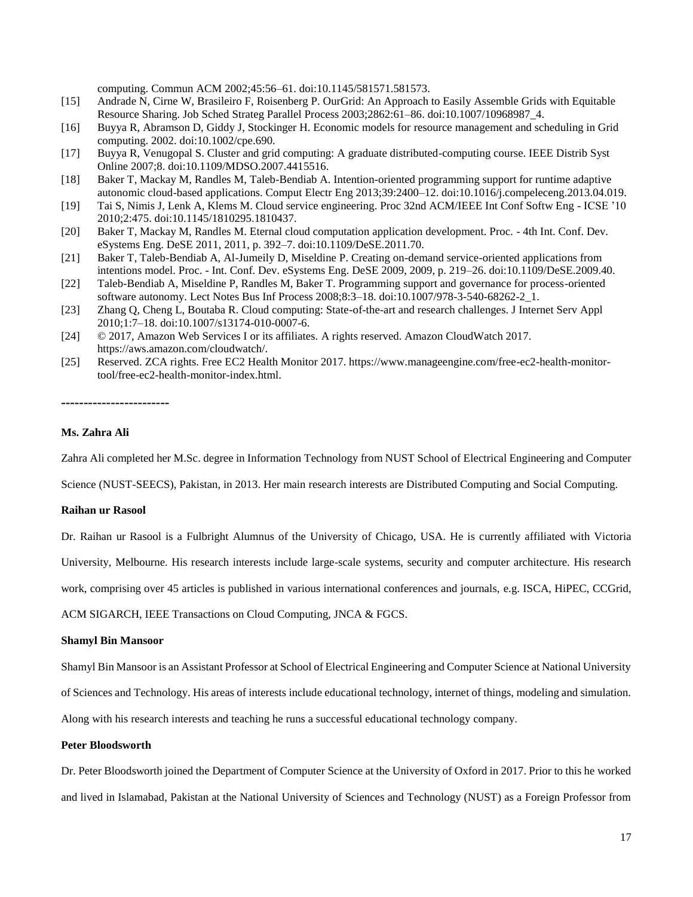computing. Commun ACM 2002;45:56–61. doi:10.1145/581571.581573.

[15] Andrade N, Cirne W, Brasileiro F, Roisenberg P. OurGrid: An Approach to Easily Assemble Grids with Equitable Resource Sharing. Job Sched Strateg Parallel Process 2003;2862:61–86. doi:10.1007/10968987_4.

[16] Buyya R, Abramson D, Giddy J, Stockinger H. Economic models for resource management and scheduling in Grid computing. 2002. doi:10.1002/cpe.690.

[17] Buyya R, Venugopal S. Cluster and grid computing: A graduate distributed-computing course. IEEE Distrib Syst Online 2007;8. doi:10.1109/MDSO.2007.4415516.

[18] Baker T, Mackay M, Randles M, Taleb-Bendiab A. Intention-oriented programming support for runtime adaptive autonomic cloud-based applications. Comput Electr Eng 2013;39:2400–12. doi:10.1016/j.compeleceng.2013.04.019.

[19] Tai S, Nimis J, Lenk A, Klems M. Cloud service engineering. Proc 32nd ACM/IEEE Int Conf Softw Eng - ICSE '10 2010;2:475. doi:10.1145/1810295.1810437.

[20] Baker T, Mackay M, Randles M. Eternal cloud computation application development. Proc. - 4th Int. Conf. Dev. eSystems Eng. DeSE 2011, 2011, p. 392–7. doi:10.1109/DeSE.2011.70.

[21] Baker T, Taleb-Bendiab A, Al-Jumeily D, Miseldine P. Creating on-demand service-oriented applications from intentions model. Proc. - Int. Conf. Dev. eSystems Eng. DeSE 2009, 2009, p. 219–26. doi:10.1109/DeSE.2009.40.

[22] Taleb-Bendiab A, Miseldine P, Randles M, Baker T. Programming support and governance for process-oriented software autonomy. Lect Notes Bus Inf Process 2008;8:3–18. doi:10.1007/978-3-540-68262-2_1.

[23] Zhang Q, Cheng L, Boutaba R. Cloud computing: State-of-the-art and research challenges. J Internet Serv Appl 2010;1:7–18. doi:10.1007/s13174-010-0007-6.

[24] © 2017, Amazon Web Services I or its affiliates. A rights reserved. Amazon CloudWatch 2017. https://aws.amazon.com/cloudwatch/.

[25] Reserved. ZCA rights. Free EC2 Health Monitor 2017. https://www.manageengine.com/free-ec2-health-monitor-tool/free-ec2-health-monitor-index.html.

------------------------

**Ms. Zahra Ali**

Zahra Ali completed her M.Sc. degree in Information Technology from NUST School of Electrical Engineering and Computer Science (NUST-SEECS), Pakistan, in 2013. Her main research interests are Distributed Computing and Social Computing.

**Raihan ur Rasool**

Dr. Raihan ur Rasool is a Fulbright Alumnus of the University of Chicago, USA. He is currently affiliated with Victoria University, Melbourne. His research interests include large-scale systems, security and computer architecture. His research work, comprising over 45 articles is published in various international conferences and journals, e.g. ISCA, HiPEC, CCGrid, ACM SIGARCH, IEEE Transactions on Cloud Computing, JNCA & FGCS.

**Shamyl Bin Mansoor**

Shamyl Bin Mansoor is an Assistant Professor at School of Electrical Engineering and Computer Science at National University of Sciences and Technology. His areas of interests include educational technology, internet of things, modeling and simulation. Along with his research interests and teaching he runs a successful educational technology company.

**Peter Bloodsworth**

Dr. Peter Bloodsworth joined the Department of Computer Science at the University of Oxford in 2017. Prior to this he worked and lived in Islamabad, Pakistan at the National University of Sciences and Technology (NUST) as a Foreign Professor from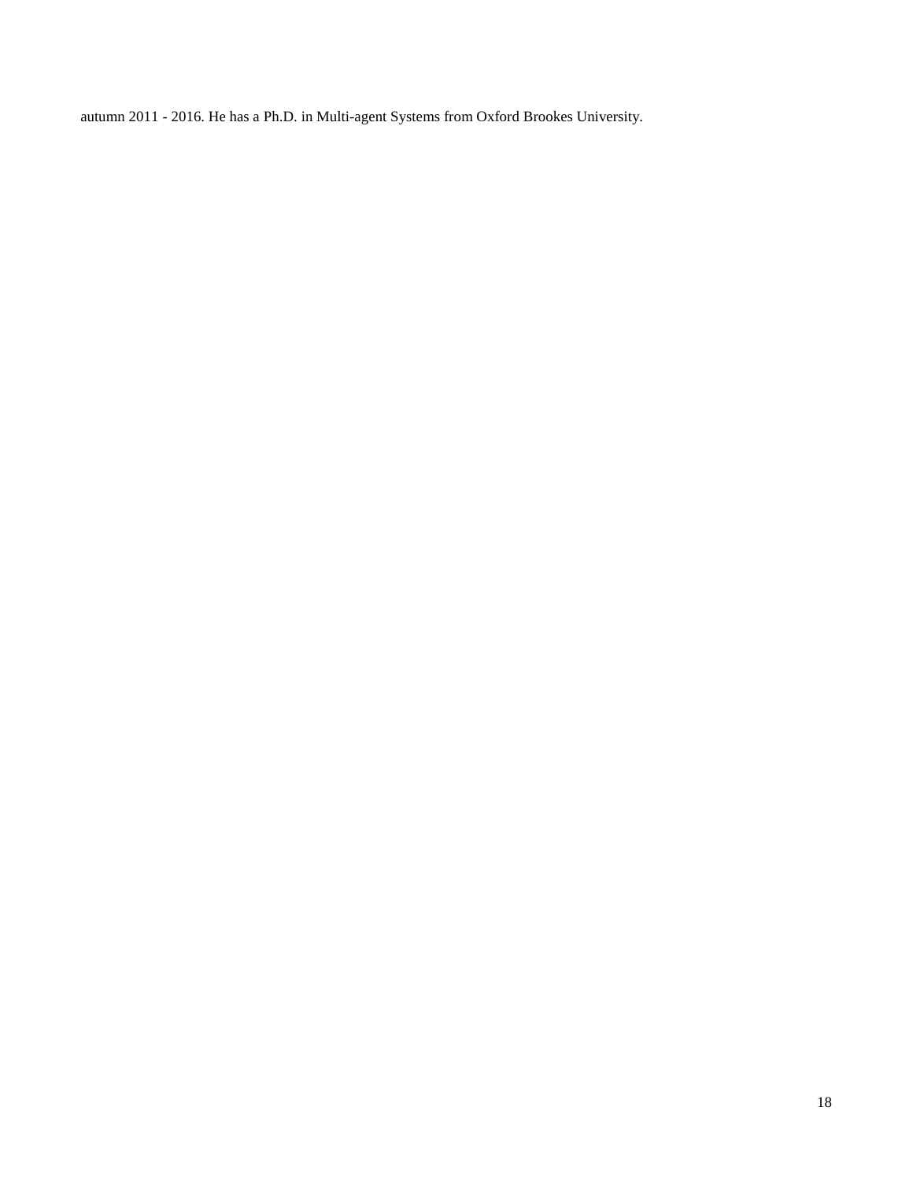autumn 2011 - 2016. He has a Ph.D. in Multi-agent Systems from Oxford Brookes University.